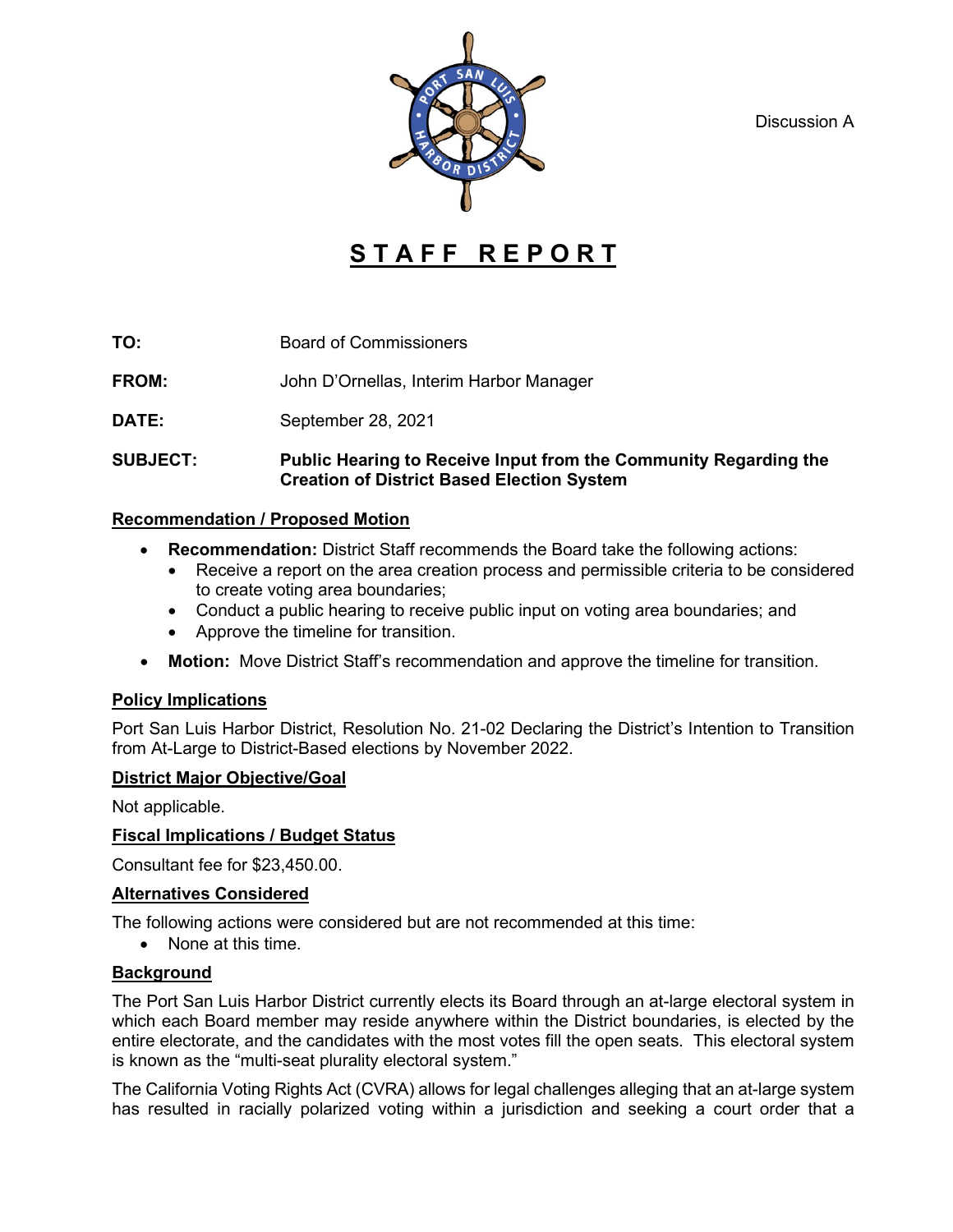Discussion A

# STAFF REPORT

**TO:** Board of Commissioners

**FROM:** John D'Ornellas, Interim Harbor Manager

**DATE:** September 28, 2021

**SUBJECT:** **Public Hearing to Receive Input from the Community Regarding the Creation of District Based Election System**

## Recommendation / Proposed Motion

- **Recommendation:** District Staff recommends the Board take the following actions:
  - Receive a report on the area creation process and permissible criteria to be considered to create voting area boundaries;
  - Conduct a public hearing to receive public input on voting area boundaries; and
  - Approve the timeline for transition.
- **Motion:** Move District Staff's recommendation and approve the timeline for transition.

## Policy Implications

Port San Luis Harbor District, Resolution No. 21-02 Declaring the District's Intention to Transition from At-Large to District-Based elections by November 2022.

## District Major Objective/Goal

Not applicable.

## Fiscal Implications / Budget Status

Consultant fee for $23,450.00.

## Alternatives Considered

The following actions were considered but are not recommended at this time:

- None at this time.

## Background

The Port San Luis Harbor District currently elects its Board through an at-large electoral system in which each Board member may reside anywhere within the District boundaries, is elected by the entire electorate, and the candidates with the most votes fill the open seats. This electoral system is known as the "multi-seat plurality electoral system."

The California Voting Rights Act (CVRA) allows for legal challenges alleging that an at-large system has resulted in racially polarized voting within a jurisdiction and seeking a court order that a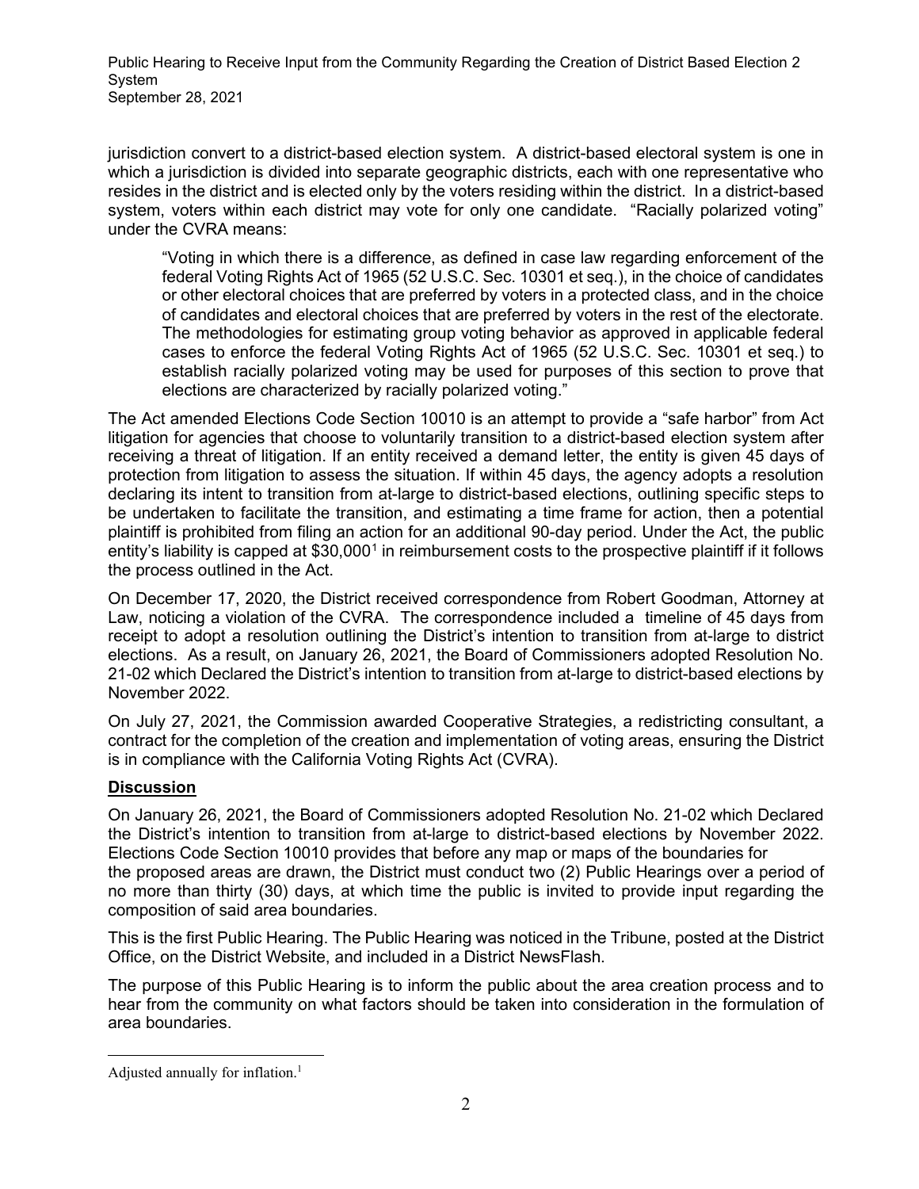jurisdiction convert to a district-based election system. A district-based electoral system is one in which a jurisdiction is divided into separate geographic districts, each with one representative who resides in the district and is elected only by the voters residing within the district. In a district-based system, voters within each district may vote for only one candidate. "Racially polarized voting" under the CVRA means:

> "Voting in which there is a difference, as defined in case law regarding enforcement of the federal Voting Rights Act of 1965 (52 U.S.C. Sec. 10301 et seq.), in the choice of candidates or other electoral choices that are preferred by voters in a protected class, and in the choice of candidates and electoral choices that are preferred by voters in the rest of the electorate. The methodologies for estimating group voting behavior as approved in applicable federal cases to enforce the federal Voting Rights Act of 1965 (52 U.S.C. Sec. 10301 et seq.) to establish racially polarized voting may be used for purposes of this section to prove that elections are characterized by racially polarized voting."

The Act amended Elections Code Section 10010 is an attempt to provide a "safe harbor" from Act litigation for agencies that choose to voluntarily transition to a district-based election system after receiving a threat of litigation. If an entity received a demand letter, the entity is given 45 days of protection from litigation to assess the situation. If within 45 days, the agency adopts a resolution declaring its intent to transition from at-large to district-based elections, outlining specific steps to be undertaken to facilitate the transition, and estimating a time frame for action, then a potential plaintiff is prohibited from filing an action for an additional 90-day period. Under the Act, the public entity's liability is capped at $30,000[1] in reimbursement costs to the prospective plaintiff if it follows the process outlined in the Act.

On December 17, 2020, the District received correspondence from Robert Goodman, Attorney at Law, noticing a violation of the CVRA. The correspondence included a timeline of 45 days from receipt to adopt a resolution outlining the District's intention to transition from at-large to district elections. As a result, on January 26, 2021, the Board of Commissioners adopted Resolution No. 21-02 which Declared the District's intention to transition from at-large to district-based elections by November 2022.

On July 27, 2021, the Commission awarded Cooperative Strategies, a redistricting consultant, a contract for the completion of the creation and implementation of voting areas, ensuring the District is in compliance with the California Voting Rights Act (CVRA).

## Discussion

On January 26, 2021, the Board of Commissioners adopted Resolution No. 21-02 which Declared the District's intention to transition from at-large to district-based elections by November 2022. Elections Code Section 10010 provides that before any map or maps of the boundaries for the proposed areas are drawn, the District must conduct two (2) Public Hearings over a period of no more than thirty (30) days, at which time the public is invited to provide input regarding the composition of said area boundaries.

This is the first Public Hearing. The Public Hearing was noticed in the Tribune, posted at the District Office, on the District Website, and included in a District NewsFlash.

The purpose of this Public Hearing is to inform the public about the area creation process and to hear from the community on what factors should be taken into consideration in the formulation of area boundaries.

---

[1] Adjusted annually for inflation.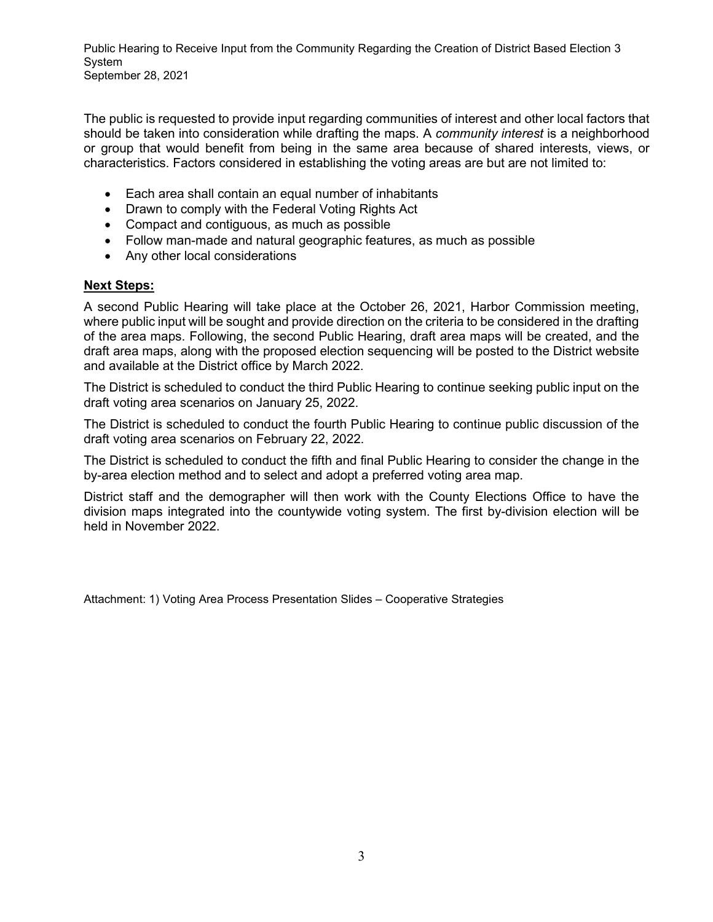The public is requested to provide input regarding communities of interest and other local factors that should be taken into consideration while drafting the maps. A *community interest* is a neighborhood or group that would benefit from being in the same area because of shared interests, views, or characteristics. Factors considered in establishing the voting areas are but are not limited to:

- Each area shall contain an equal number of inhabitants
- Drawn to comply with the Federal Voting Rights Act
- Compact and contiguous, as much as possible
- Follow man-made and natural geographic features, as much as possible
- Any other local considerations

**Next Steps:**

A second Public Hearing will take place at the October 26, 2021, Harbor Commission meeting, where public input will be sought and provide direction on the criteria to be considered in the drafting of the area maps. Following, the second Public Hearing, draft area maps will be created, and the draft area maps, along with the proposed election sequencing will be posted to the District website and available at the District office by March 2022.

The District is scheduled to conduct the third Public Hearing to continue seeking public input on the draft voting area scenarios on January 25, 2022.

The District is scheduled to conduct the fourth Public Hearing to continue public discussion of the draft voting area scenarios on February 22, 2022.

The District is scheduled to conduct the fifth and final Public Hearing to consider the change in the by-area election method and to select and adopt a preferred voting area map.

District staff and the demographer will then work with the County Elections Office to have the division maps integrated into the countywide voting system. The first by-division election will be held in November 2022.

Attachment: 1) Voting Area Process Presentation Slides – Cooperative Strategies